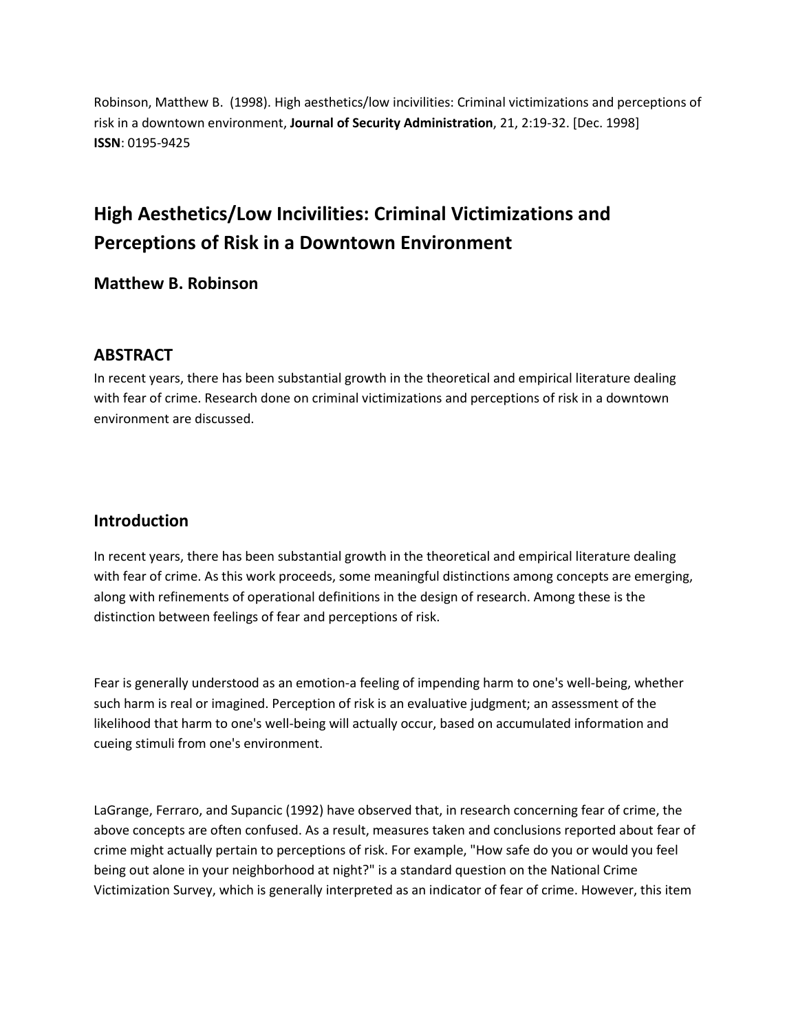Robinson, Matthew B. (1998). High aesthetics/low incivilities: Criminal victimizations and perceptions of risk in a downtown environment, **Journal of Security Administration**, 21, 2:19-32. [Dec. 1998]
**ISSN**: 0195-9425

# High Aesthetics/Low Incivilities: Criminal Victimizations and Perceptions of Risk in a Downtown Environment

### Matthew B. Robinson

## ABSTRACT

In recent years, there has been substantial growth in the theoretical and empirical literature dealing with fear of crime. Research done on criminal victimizations and perceptions of risk in a downtown environment are discussed.

## Introduction

In recent years, there has been substantial growth in the theoretical and empirical literature dealing with fear of crime. As this work proceeds, some meaningful distinctions among concepts are emerging, along with refinements of operational definitions in the design of research. Among these is the distinction between feelings of fear and perceptions of risk.

Fear is generally understood as an emotion-a feeling of impending harm to one's well-being, whether such harm is real or imagined. Perception of risk is an evaluative judgment; an assessment of the likelihood that harm to one's well-being will actually occur, based on accumulated information and cueing stimuli from one's environment.

LaGrange, Ferraro, and Supancic (1992) have observed that, in research concerning fear of crime, the above concepts are often confused. As a result, measures taken and conclusions reported about fear of crime might actually pertain to perceptions of risk. For example, "How safe do you or would you feel being out alone in your neighborhood at night?" is a standard question on the National Crime Victimization Survey, which is generally interpreted as an indicator of fear of crime. However, this item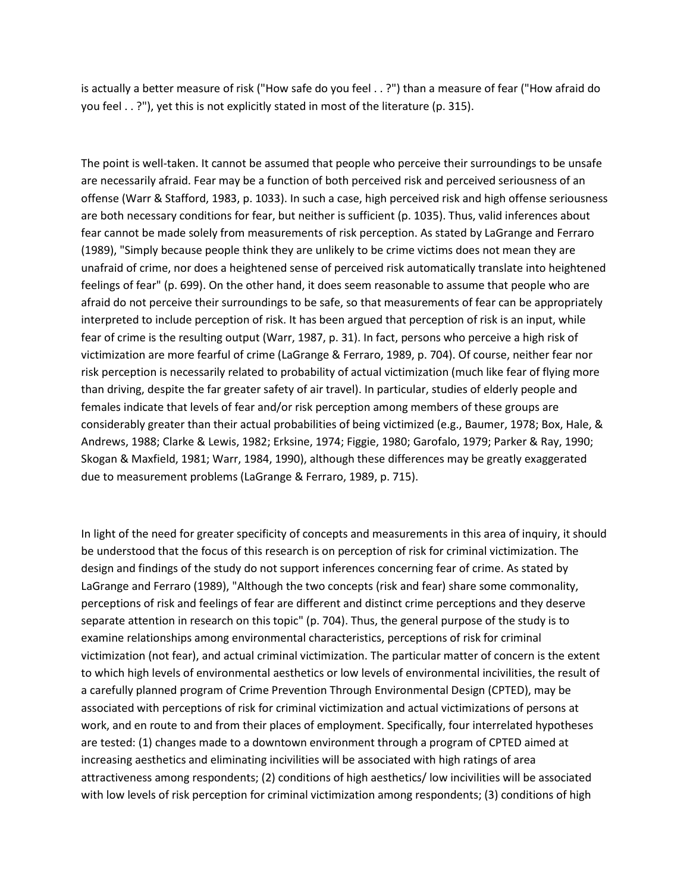is actually a better measure of risk ("How safe do you feel . . ?") than a measure of fear ("How afraid do you feel . . ?"), yet this is not explicitly stated in most of the literature (p. 315).

The point is well-taken. It cannot be assumed that people who perceive their surroundings to be unsafe are necessarily afraid. Fear may be a function of both perceived risk and perceived seriousness of an offense (Warr & Stafford, 1983, p. 1033). In such a case, high perceived risk and high offense seriousness are both necessary conditions for fear, but neither is sufficient (p. 1035). Thus, valid inferences about fear cannot be made solely from measurements of risk perception. As stated by LaGrange and Ferraro (1989), "Simply because people think they are unlikely to be crime victims does not mean they are unafraid of crime, nor does a heightened sense of perceived risk automatically translate into heightened feelings of fear" (p. 699). On the other hand, it does seem reasonable to assume that people who are afraid do not perceive their surroundings to be safe, so that measurements of fear can be appropriately interpreted to include perception of risk. It has been argued that perception of risk is an input, while fear of crime is the resulting output (Warr, 1987, p. 31). In fact, persons who perceive a high risk of victimization are more fearful of crime (LaGrange & Ferraro, 1989, p. 704). Of course, neither fear nor risk perception is necessarily related to probability of actual victimization (much like fear of flying more than driving, despite the far greater safety of air travel). In particular, studies of elderly people and females indicate that levels of fear and/or risk perception among members of these groups are considerably greater than their actual probabilities of being victimized (e.g., Baumer, 1978; Box, Hale, & Andrews, 1988; Clarke & Lewis, 1982; Erksine, 1974; Figgie, 1980; Garofalo, 1979; Parker & Ray, 1990; Skogan & Maxfield, 1981; Warr, 1984, 1990), although these differences may be greatly exaggerated due to measurement problems (LaGrange & Ferraro, 1989, p. 715).

In light of the need for greater specificity of concepts and measurements in this area of inquiry, it should be understood that the focus of this research is on perception of risk for criminal victimization. The design and findings of the study do not support inferences concerning fear of crime. As stated by LaGrange and Ferraro (1989), "Although the two concepts (risk and fear) share some commonality, perceptions of risk and feelings of fear are different and distinct crime perceptions and they deserve separate attention in research on this topic" (p. 704). Thus, the general purpose of the study is to examine relationships among environmental characteristics, perceptions of risk for criminal victimization (not fear), and actual criminal victimization. The particular matter of concern is the extent to which high levels of environmental aesthetics or low levels of environmental incivilities, the result of a carefully planned program of Crime Prevention Through Environmental Design (CPTED), may be associated with perceptions of risk for criminal victimization and actual victimizations of persons at work, and en route to and from their places of employment. Specifically, four interrelated hypotheses are tested: (1) changes made to a downtown environment through a program of CPTED aimed at increasing aesthetics and eliminating incivilities will be associated with high ratings of area attractiveness among respondents; (2) conditions of high aesthetics/ low incivilities will be associated with low levels of risk perception for criminal victimization among respondents; (3) conditions of high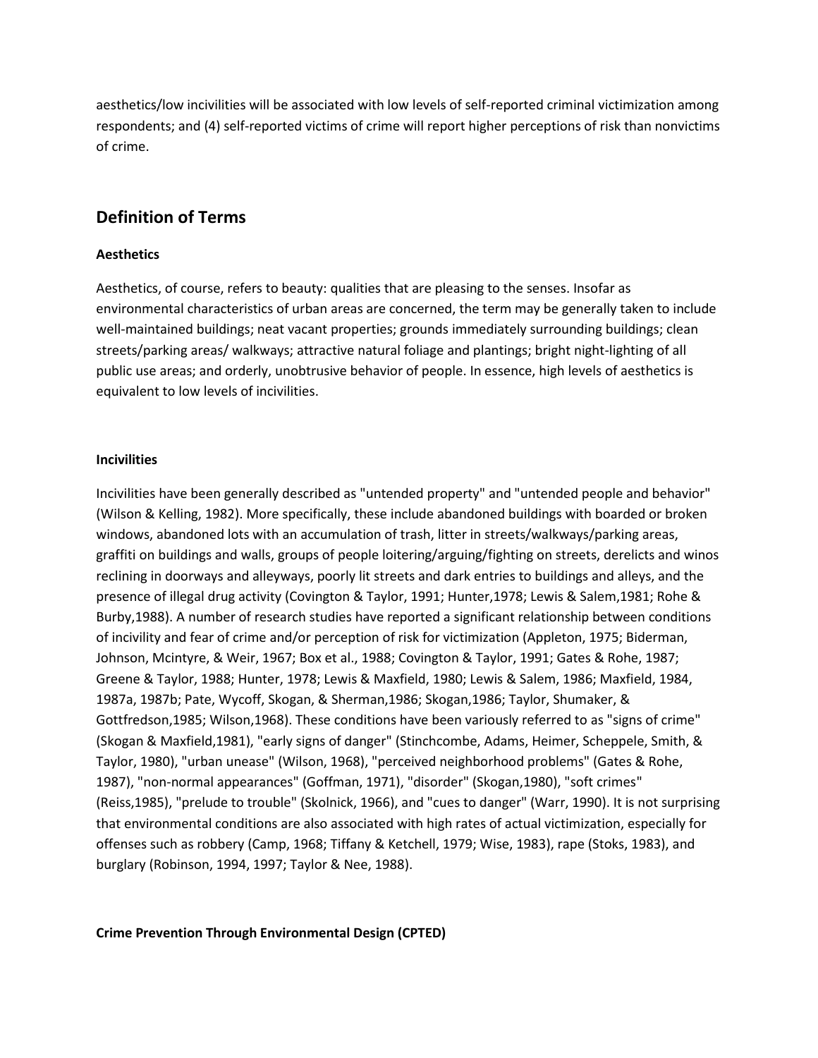aesthetics/low incivilities will be associated with low levels of self-reported criminal victimization among respondents; and (4) self-reported victims of crime will report higher perceptions of risk than nonvictims of crime.

## Definition of Terms

### Aesthetics

Aesthetics, of course, refers to beauty: qualities that are pleasing to the senses. Insofar as environmental characteristics of urban areas are concerned, the term may be generally taken to include well-maintained buildings; neat vacant properties; grounds immediately surrounding buildings; clean streets/parking areas/ walkways; attractive natural foliage and plantings; bright night-lighting of all public use areas; and orderly, unobtrusive behavior of people. In essence, high levels of aesthetics is equivalent to low levels of incivilities.

### Incivilities

Incivilities have been generally described as "untended property" and "untended people and behavior" (Wilson & Kelling, 1982). More specifically, these include abandoned buildings with boarded or broken windows, abandoned lots with an accumulation of trash, litter in streets/walkways/parking areas, graffiti on buildings and walls, groups of people loitering/arguing/fighting on streets, derelicts and winos reclining in doorways and alleyways, poorly lit streets and dark entries to buildings and alleys, and the presence of illegal drug activity (Covington & Taylor, 1991; Hunter,1978; Lewis & Salem,1981; Rohe & Burby,1988). A number of research studies have reported a significant relationship between conditions of incivility and fear of crime and/or perception of risk for victimization (Appleton, 1975; Biderman, Johnson, Mcintyre, & Weir, 1967; Box et al., 1988; Covington & Taylor, 1991; Gates & Rohe, 1987; Greene & Taylor, 1988; Hunter, 1978; Lewis & Maxfield, 1980; Lewis & Salem, 1986; Maxfield, 1984, 1987a, 1987b; Pate, Wycoff, Skogan, & Sherman,1986; Skogan,1986; Taylor, Shumaker, & Gottfredson,1985; Wilson,1968). These conditions have been variously referred to as "signs of crime" (Skogan & Maxfield,1981), "early signs of danger" (Stinchcombe, Adams, Heimer, Scheppele, Smith, & Taylor, 1980), "urban unease" (Wilson, 1968), "perceived neighborhood problems" (Gates & Rohe, 1987), "non-normal appearances" (Goffman, 1971), "disorder" (Skogan,1980), "soft crimes" (Reiss,1985), "prelude to trouble" (Skolnick, 1966), and "cues to danger" (Warr, 1990). It is not surprising that environmental conditions are also associated with high rates of actual victimization, especially for offenses such as robbery (Camp, 1968; Tiffany & Ketchell, 1979; Wise, 1983), rape (Stoks, 1983), and burglary (Robinson, 1994, 1997; Taylor & Nee, 1988).

### Crime Prevention Through Environmental Design (CPTED)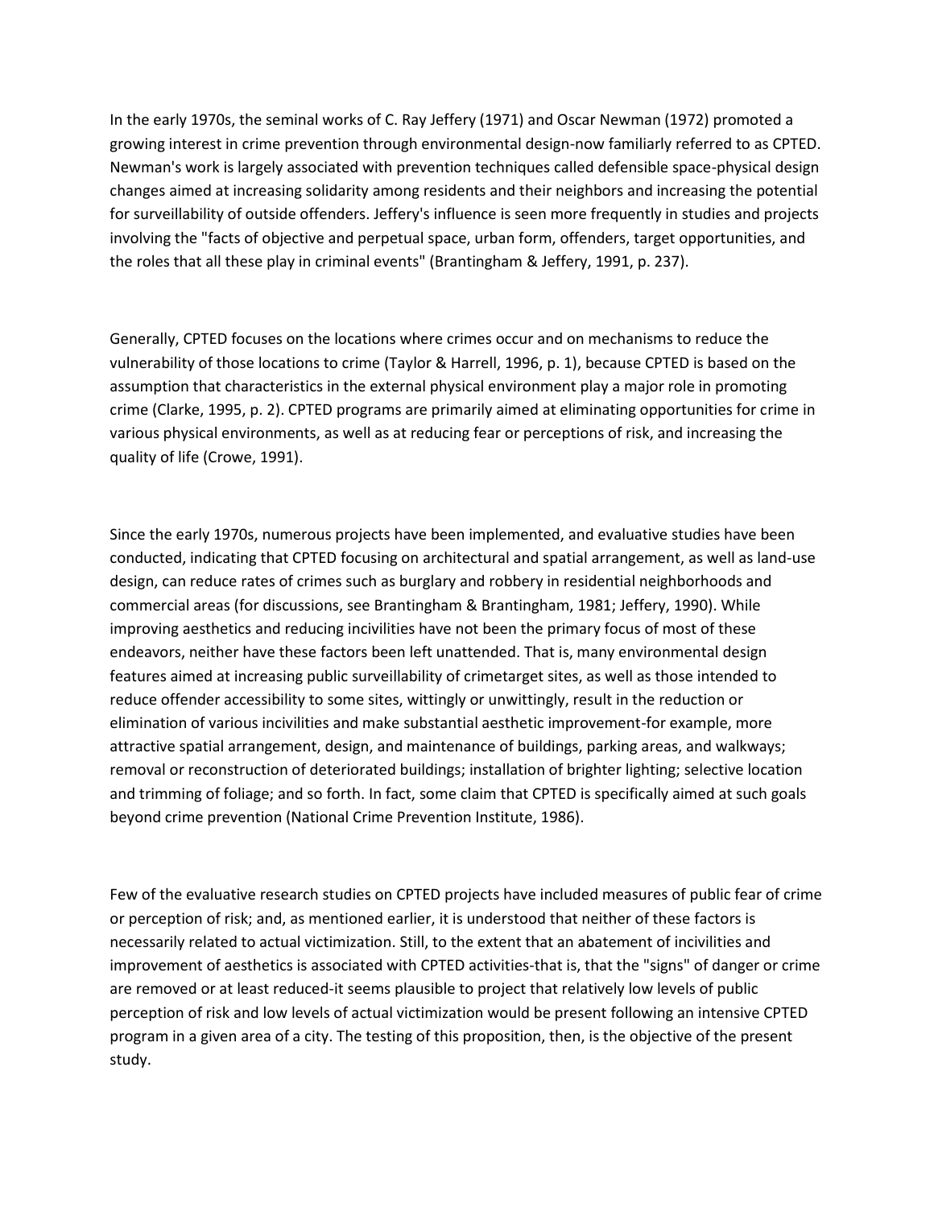In the early 1970s, the seminal works of C. Ray Jeffery (1971) and Oscar Newman (1972) promoted a growing interest in crime prevention through environmental design-now familiarly referred to as CPTED. Newman's work is largely associated with prevention techniques called defensible space-physical design changes aimed at increasing solidarity among residents and their neighbors and increasing the potential for surveillability of outside offenders. Jeffery's influence is seen more frequently in studies and projects involving the "facts of objective and perpetual space, urban form, offenders, target opportunities, and the roles that all these play in criminal events" (Brantingham & Jeffery, 1991, p. 237).

Generally, CPTED focuses on the locations where crimes occur and on mechanisms to reduce the vulnerability of those locations to crime (Taylor & Harrell, 1996, p. 1), because CPTED is based on the assumption that characteristics in the external physical environment play a major role in promoting crime (Clarke, 1995, p. 2). CPTED programs are primarily aimed at eliminating opportunities for crime in various physical environments, as well as at reducing fear or perceptions of risk, and increasing the quality of life (Crowe, 1991).

Since the early 1970s, numerous projects have been implemented, and evaluative studies have been conducted, indicating that CPTED focusing on architectural and spatial arrangement, as well as land-use design, can reduce rates of crimes such as burglary and robbery in residential neighborhoods and commercial areas (for discussions, see Brantingham & Brantingham, 1981; Jeffery, 1990). While improving aesthetics and reducing incivilities have not been the primary focus of most of these endeavors, neither have these factors been left unattended. That is, many environmental design features aimed at increasing public surveillability of crimetarget sites, as well as those intended to reduce offender accessibility to some sites, wittingly or unwittingly, result in the reduction or elimination of various incivilities and make substantial aesthetic improvement-for example, more attractive spatial arrangement, design, and maintenance of buildings, parking areas, and walkways; removal or reconstruction of deteriorated buildings; installation of brighter lighting; selective location and trimming of foliage; and so forth. In fact, some claim that CPTED is specifically aimed at such goals beyond crime prevention (National Crime Prevention Institute, 1986).

Few of the evaluative research studies on CPTED projects have included measures of public fear of crime or perception of risk; and, as mentioned earlier, it is understood that neither of these factors is necessarily related to actual victimization. Still, to the extent that an abatement of incivilities and improvement of aesthetics is associated with CPTED activities-that is, that the "signs" of danger or crime are removed or at least reduced-it seems plausible to project that relatively low levels of public perception of risk and low levels of actual victimization would be present following an intensive CPTED program in a given area of a city. The testing of this proposition, then, is the objective of the present study.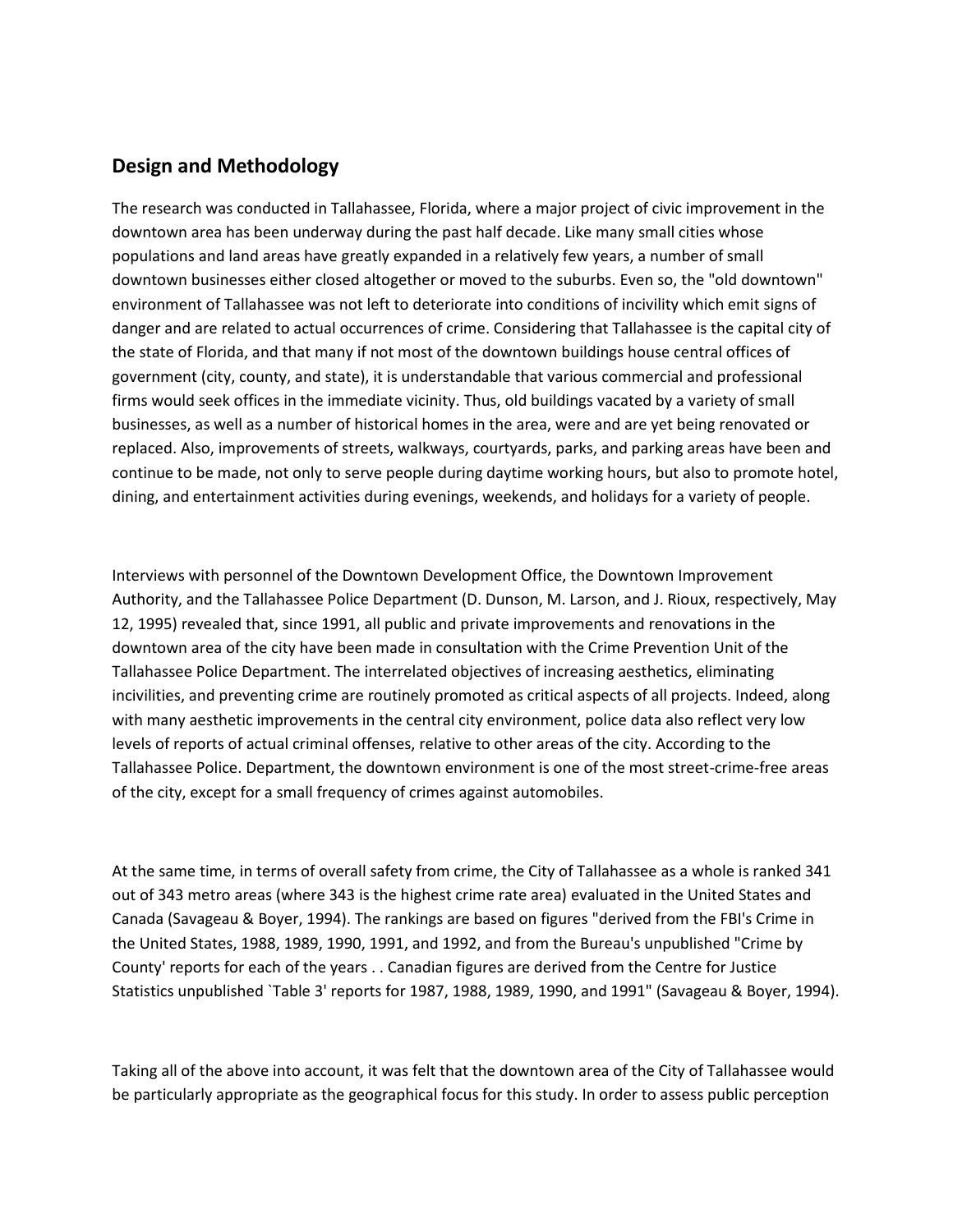## Design and Methodology

The research was conducted in Tallahassee, Florida, where a major project of civic improvement in the downtown area has been underway during the past half decade. Like many small cities whose populations and land areas have greatly expanded in a relatively few years, a number of small downtown businesses either closed altogether or moved to the suburbs. Even so, the "old downtown" environment of Tallahassee was not left to deteriorate into conditions of incivility which emit signs of danger and are related to actual occurrences of crime. Considering that Tallahassee is the capital city of the state of Florida, and that many if not most of the downtown buildings house central offices of government (city, county, and state), it is understandable that various commercial and professional firms would seek offices in the immediate vicinity. Thus, old buildings vacated by a variety of small businesses, as well as a number of historical homes in the area, were and are yet being renovated or replaced. Also, improvements of streets, walkways, courtyards, parks, and parking areas have been and continue to be made, not only to serve people during daytime working hours, but also to promote hotel, dining, and entertainment activities during evenings, weekends, and holidays for a variety of people.

Interviews with personnel of the Downtown Development Office, the Downtown Improvement Authority, and the Tallahassee Police Department (D. Dunson, M. Larson, and J. Rioux, respectively, May 12, 1995) revealed that, since 1991, all public and private improvements and renovations in the downtown area of the city have been made in consultation with the Crime Prevention Unit of the Tallahassee Police Department. The interrelated objectives of increasing aesthetics, eliminating incivilities, and preventing crime are routinely promoted as critical aspects of all projects. Indeed, along with many aesthetic improvements in the central city environment, police data also reflect very low levels of reports of actual criminal offenses, relative to other areas of the city. According to the Tallahassee Police. Department, the downtown environment is one of the most street-crime-free areas of the city, except for a small frequency of crimes against automobiles.

At the same time, in terms of overall safety from crime, the City of Tallahassee as a whole is ranked 341 out of 343 metro areas (where 343 is the highest crime rate area) evaluated in the United States and Canada (Savageau & Boyer, 1994). The rankings are based on figures "derived from the FBI's Crime in the United States, 1988, 1989, 1990, 1991, and 1992, and from the Bureau's unpublished "Crime by County' reports for each of the years . . Canadian figures are derived from the Centre for Justice Statistics unpublished `Table 3' reports for 1987, 1988, 1989, 1990, and 1991" (Savageau & Boyer, 1994).

Taking all of the above into account, it was felt that the downtown area of the City of Tallahassee would be particularly appropriate as the geographical focus for this study. In order to assess public perception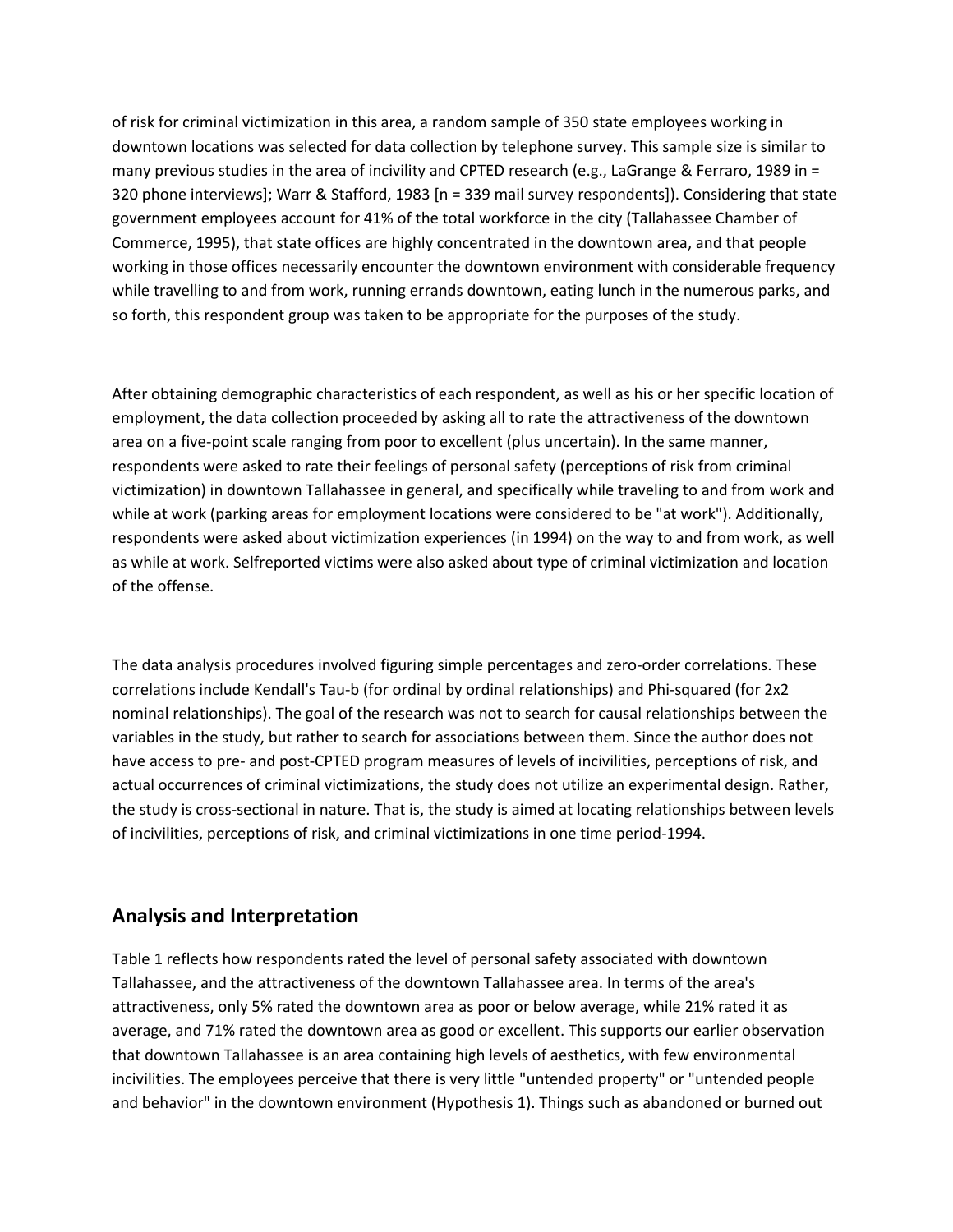of risk for criminal victimization in this area, a random sample of 350 state employees working in downtown locations was selected for data collection by telephone survey. This sample size is similar to many previous studies in the area of incivility and CPTED research (e.g., LaGrange & Ferraro, 1989 in = 320 phone interviews]; Warr & Stafford, 1983 [n = 339 mail survey respondents]). Considering that state government employees account for 41% of the total workforce in the city (Tallahassee Chamber of Commerce, 1995), that state offices are highly concentrated in the downtown area, and that people working in those offices necessarily encounter the downtown environment with considerable frequency while travelling to and from work, running errands downtown, eating lunch in the numerous parks, and so forth, this respondent group was taken to be appropriate for the purposes of the study.

After obtaining demographic characteristics of each respondent, as well as his or her specific location of employment, the data collection proceeded by asking all to rate the attractiveness of the downtown area on a five-point scale ranging from poor to excellent (plus uncertain). In the same manner, respondents were asked to rate their feelings of personal safety (perceptions of risk from criminal victimization) in downtown Tallahassee in general, and specifically while traveling to and from work and while at work (parking areas for employment locations were considered to be "at work"). Additionally, respondents were asked about victimization experiences (in 1994) on the way to and from work, as well as while at work. Selfreported victims were also asked about type of criminal victimization and location of the offense.

The data analysis procedures involved figuring simple percentages and zero-order correlations. These correlations include Kendall's Tau-b (for ordinal by ordinal relationships) and Phi-squared (for 2x2 nominal relationships). The goal of the research was not to search for causal relationships between the variables in the study, but rather to search for associations between them. Since the author does not have access to pre- and post-CPTED program measures of levels of incivilities, perceptions of risk, and actual occurrences of criminal victimizations, the study does not utilize an experimental design. Rather, the study is cross-sectional in nature. That is, the study is aimed at locating relationships between levels of incivilities, perceptions of risk, and criminal victimizations in one time period-1994.

## Analysis and Interpretation

Table 1 reflects how respondents rated the level of personal safety associated with downtown Tallahassee, and the attractiveness of the downtown Tallahassee area. In terms of the area's attractiveness, only 5% rated the downtown area as poor or below average, while 21% rated it as average, and 71% rated the downtown area as good or excellent. This supports our earlier observation that downtown Tallahassee is an area containing high levels of aesthetics, with few environmental incivilities. The employees perceive that there is very little "untended property" or "untended people and behavior" in the downtown environment (Hypothesis 1). Things such as abandoned or burned out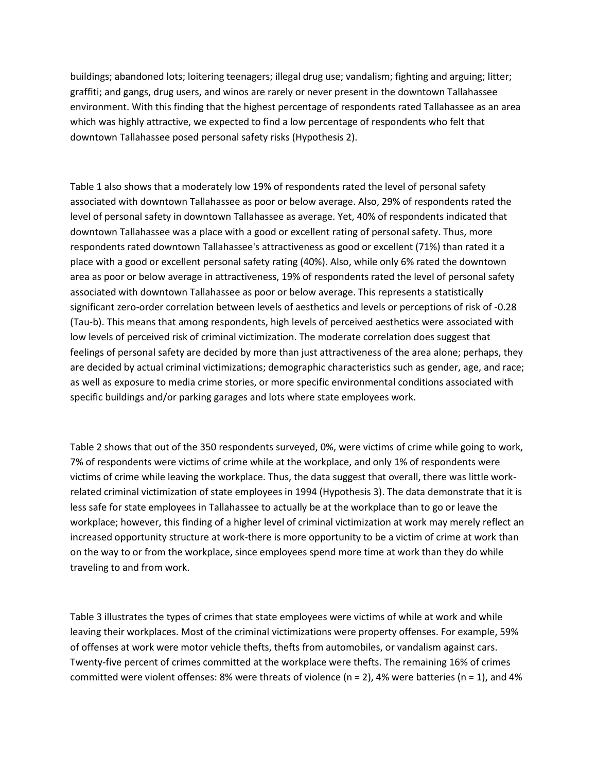buildings; abandoned lots; loitering teenagers; illegal drug use; vandalism; fighting and arguing; litter; graffiti; and gangs, drug users, and winos are rarely or never present in the downtown Tallahassee environment. With this finding that the highest percentage of respondents rated Tallahassee as an area which was highly attractive, we expected to find a low percentage of respondents who felt that downtown Tallahassee posed personal safety risks (Hypothesis 2).

Table 1 also shows that a moderately low 19% of respondents rated the level of personal safety associated with downtown Tallahassee as poor or below average. Also, 29% of respondents rated the level of personal safety in downtown Tallahassee as average. Yet, 40% of respondents indicated that downtown Tallahassee was a place with a good or excellent rating of personal safety. Thus, more respondents rated downtown Tallahassee's attractiveness as good or excellent (71%) than rated it a place with a good or excellent personal safety rating (40%). Also, while only 6% rated the downtown area as poor or below average in attractiveness, 19% of respondents rated the level of personal safety associated with downtown Tallahassee as poor or below average. This represents a statistically significant zero-order correlation between levels of aesthetics and levels or perceptions of risk of -0.28 (Tau-b). This means that among respondents, high levels of perceived aesthetics were associated with low levels of perceived risk of criminal victimization. The moderate correlation does suggest that feelings of personal safety are decided by more than just attractiveness of the area alone; perhaps, they are decided by actual criminal victimizations; demographic characteristics such as gender, age, and race; as well as exposure to media crime stories, or more specific environmental conditions associated with specific buildings and/or parking garages and lots where state employees work.

Table 2 shows that out of the 350 respondents surveyed, 0%, were victims of crime while going to work, 7% of respondents were victims of crime while at the workplace, and only 1% of respondents were victims of crime while leaving the workplace. Thus, the data suggest that overall, there was little work-related criminal victimization of state employees in 1994 (Hypothesis 3). The data demonstrate that it is less safe for state employees in Tallahassee to actually be at the workplace than to go or leave the workplace; however, this finding of a higher level of criminal victimization at work may merely reflect an increased opportunity structure at work-there is more opportunity to be a victim of crime at work than on the way to or from the workplace, since employees spend more time at work than they do while traveling to and from work.

Table 3 illustrates the types of crimes that state employees were victims of while at work and while leaving their workplaces. Most of the criminal victimizations were property offenses. For example, 59% of offenses at work were motor vehicle thefts, thefts from automobiles, or vandalism against cars. Twenty-five percent of crimes committed at the workplace were thefts. The remaining 16% of crimes committed were violent offenses: 8% were threats of violence (n = 2), 4% were batteries (n = 1), and 4%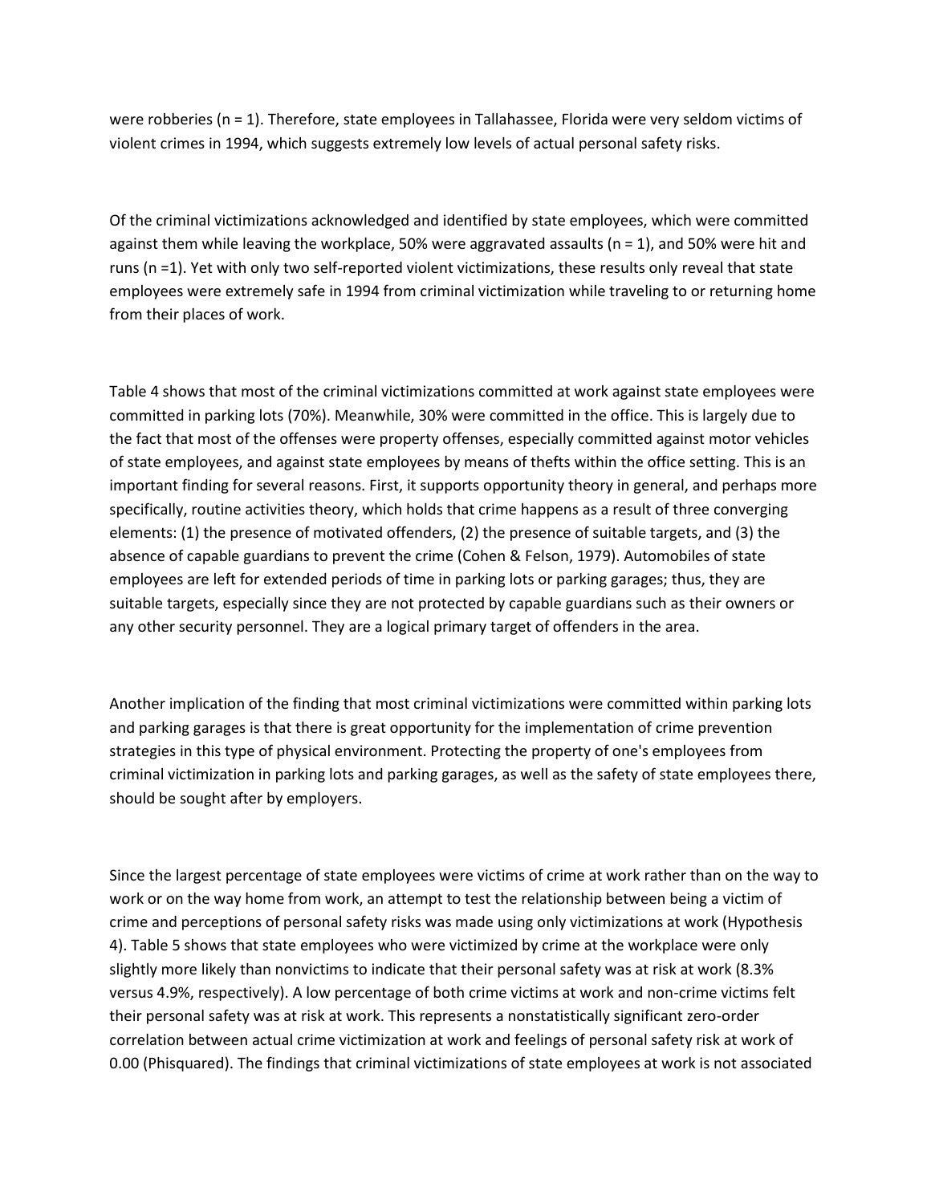were robberies (n = 1). Therefore, state employees in Tallahassee, Florida were very seldom victims of violent crimes in 1994, which suggests extremely low levels of actual personal safety risks.

Of the criminal victimizations acknowledged and identified by state employees, which were committed against them while leaving the workplace, 50% were aggravated assaults (n = 1), and 50% were hit and runs (n =1). Yet with only two self-reported violent victimizations, these results only reveal that state employees were extremely safe in 1994 from criminal victimization while traveling to or returning home from their places of work.

Table 4 shows that most of the criminal victimizations committed at work against state employees were committed in parking lots (70%). Meanwhile, 30% were committed in the office. This is largely due to the fact that most of the offenses were property offenses, especially committed against motor vehicles of state employees, and against state employees by means of thefts within the office setting. This is an important finding for several reasons. First, it supports opportunity theory in general, and perhaps more specifically, routine activities theory, which holds that crime happens as a result of three converging elements: (1) the presence of motivated offenders, (2) the presence of suitable targets, and (3) the absence of capable guardians to prevent the crime (Cohen & Felson, 1979). Automobiles of state employees are left for extended periods of time in parking lots or parking garages; thus, they are suitable targets, especially since they are not protected by capable guardians such as their owners or any other security personnel. They are a logical primary target of offenders in the area.

Another implication of the finding that most criminal victimizations were committed within parking lots and parking garages is that there is great opportunity for the implementation of crime prevention strategies in this type of physical environment. Protecting the property of one's employees from criminal victimization in parking lots and parking garages, as well as the safety of state employees there, should be sought after by employers.

Since the largest percentage of state employees were victims of crime at work rather than on the way to work or on the way home from work, an attempt to test the relationship between being a victim of crime and perceptions of personal safety risks was made using only victimizations at work (Hypothesis 4). Table 5 shows that state employees who were victimized by crime at the workplace were only slightly more likely than nonvictims to indicate that their personal safety was at risk at work (8.3% versus 4.9%, respectively). A low percentage of both crime victims at work and non-crime victims felt their personal safety was at risk at work. This represents a nonstatistically significant zero-order correlation between actual crime victimization at work and feelings of personal safety risk at work of 0.00 (Phisquared). The findings that criminal victimizations of state employees at work is not associated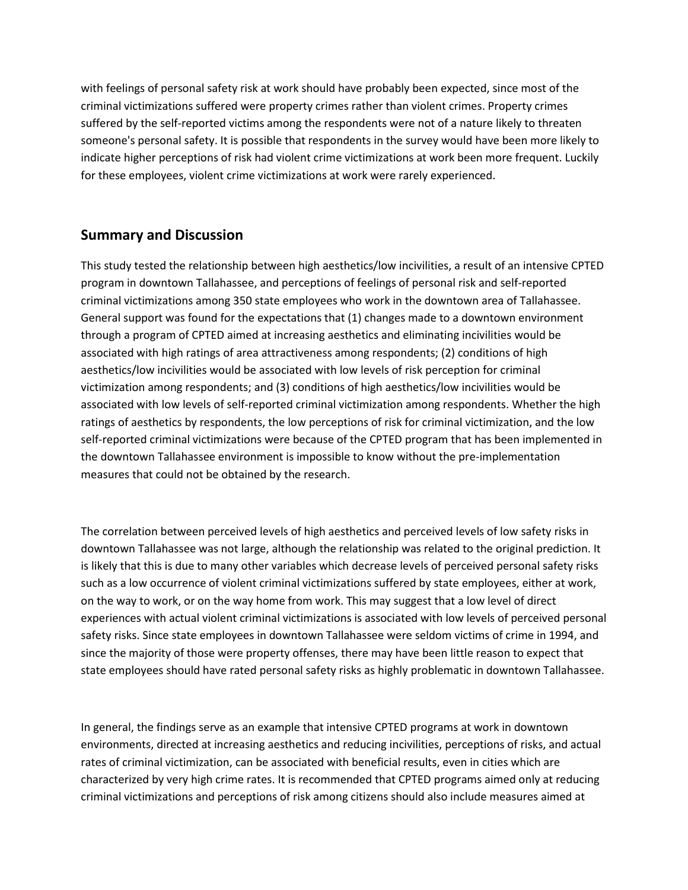with feelings of personal safety risk at work should have probably been expected, since most of the criminal victimizations suffered were property crimes rather than violent crimes. Property crimes suffered by the self-reported victims among the respondents were not of a nature likely to threaten someone's personal safety. It is possible that respondents in the survey would have been more likely to indicate higher perceptions of risk had violent crime victimizations at work been more frequent. Luckily for these employees, violent crime victimizations at work were rarely experienced.

## Summary and Discussion

This study tested the relationship between high aesthetics/low incivilities, a result of an intensive CPTED program in downtown Tallahassee, and perceptions of feelings of personal risk and self-reported criminal victimizations among 350 state employees who work in the downtown area of Tallahassee. General support was found for the expectations that (1) changes made to a downtown environment through a program of CPTED aimed at increasing aesthetics and eliminating incivilities would be associated with high ratings of area attractiveness among respondents; (2) conditions of high aesthetics/low incivilities would be associated with low levels of risk perception for criminal victimization among respondents; and (3) conditions of high aesthetics/low incivilities would be associated with low levels of self-reported criminal victimization among respondents. Whether the high ratings of aesthetics by respondents, the low perceptions of risk for criminal victimization, and the low self-reported criminal victimizations were because of the CPTED program that has been implemented in the downtown Tallahassee environment is impossible to know without the pre-implementation measures that could not be obtained by the research.

The correlation between perceived levels of high aesthetics and perceived levels of low safety risks in downtown Tallahassee was not large, although the relationship was related to the original prediction. It is likely that this is due to many other variables which decrease levels of perceived personal safety risks such as a low occurrence of violent criminal victimizations suffered by state employees, either at work, on the way to work, or on the way home from work. This may suggest that a low level of direct experiences with actual violent criminal victimizations is associated with low levels of perceived personal safety risks. Since state employees in downtown Tallahassee were seldom victims of crime in 1994, and since the majority of those were property offenses, there may have been little reason to expect that state employees should have rated personal safety risks as highly problematic in downtown Tallahassee.

In general, the findings serve as an example that intensive CPTED programs at work in downtown environments, directed at increasing aesthetics and reducing incivilities, perceptions of risks, and actual rates of criminal victimization, can be associated with beneficial results, even in cities which are characterized by very high crime rates. It is recommended that CPTED programs aimed only at reducing criminal victimizations and perceptions of risk among citizens should also include measures aimed at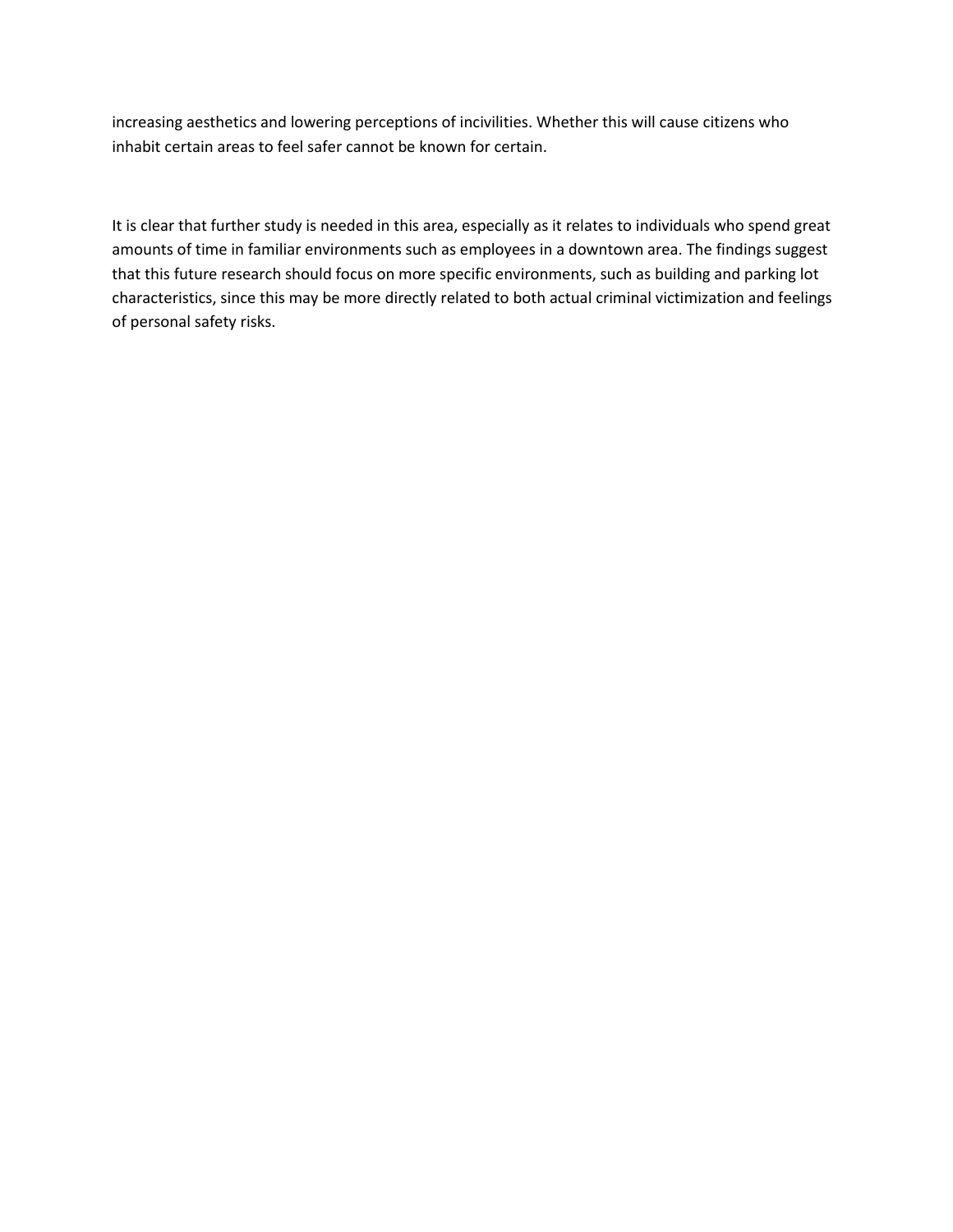increasing aesthetics and lowering perceptions of incivilities. Whether this will cause citizens who inhabit certain areas to feel safer cannot be known for certain.

It is clear that further study is needed in this area, especially as it relates to individuals who spend great amounts of time in familiar environments such as employees in a downtown area. The findings suggest that this future research should focus on more specific environments, such as building and parking lot characteristics, since this may be more directly related to both actual criminal victimization and feelings of personal safety risks.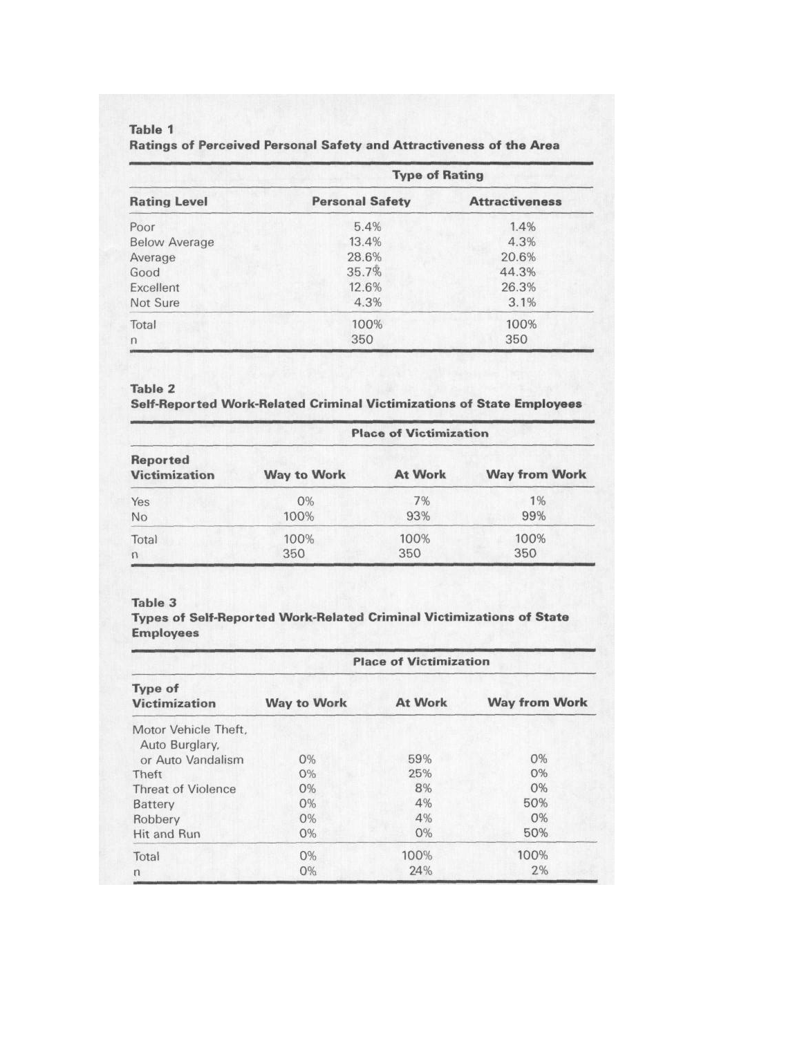**Table 1**
**Ratings of Perceived Personal Safety and Attractiveness of the Area**

| | Type of Rating | |
|---|---|---|
| **Rating Level** | **Personal Safety** | **Attractiveness** |
| Poor | 5.4% | 1.4% |
| Below Average | 13.4% | 4.3% |
| Average | 28.6% | 20.6% |
| Good | 35.7% | 44.3% |
| Excellent | 12.6% | 26.3% |
| Not Sure | 4.3% | 3.1% |
| Total | 100% | 100% |
| n | 350 | 350 |

**Table 2**
**Self-Reported Work-Related Criminal Victimizations of State Employees**

| | Place of Victimization | | |
|---|---|---|---|
| **Reported Victimization** | **Way to Work** | **At Work** | **Way from Work** |
| Yes | 0% | 7% | 1% |
| No | 100% | 93% | 99% |
| Total | 100% | 100% | 100% |
| n | 350 | 350 | 350 |

**Table 3**
**Types of Self-Reported Work-Related Criminal Victimizations of State Employees**

| | Place of Victimization | | |
|---|---|---|---|
| **Type of Victimization** | **Way to Work** | **At Work** | **Way from Work** |
| Motor Vehicle Theft, Auto Burglary, or Auto Vandalism | 0% | 59% | 0% |
| Theft | 0% | 25% | 0% |
| Threat of Violence | 0% | 8% | 0% |
| Battery | 0% | 4% | 50% |
| Robbery | 0% | 4% | 0% |
| Hit and Run | 0% | 0% | 50% |
| Total | 0% | 100% | 100% |
| n | 0% | 24% | 2% |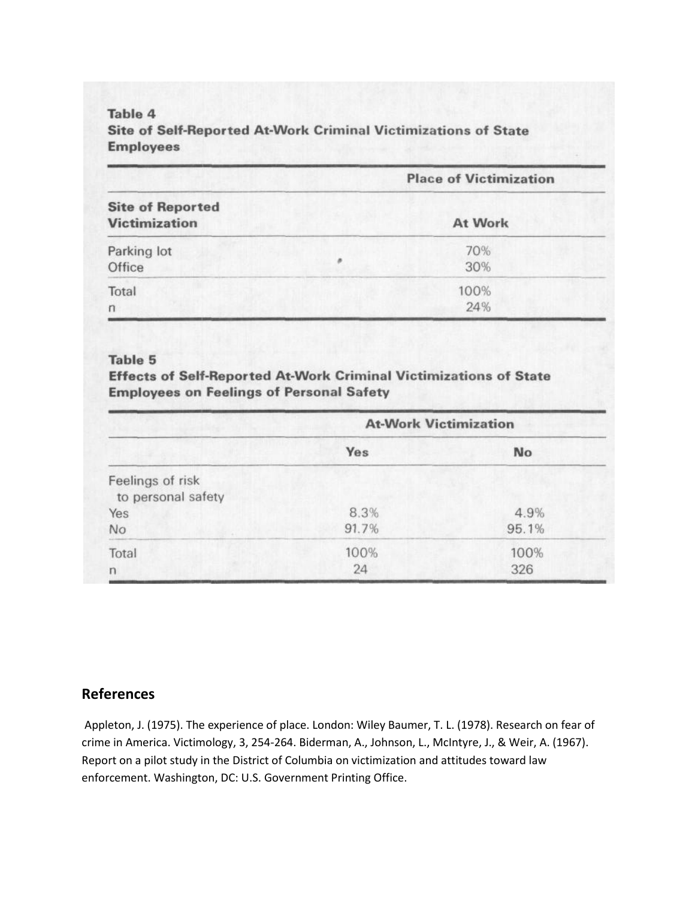**Table 4**
**Site of Self-Reported At-Work Criminal Victimizations of State Employees**

| | Place of Victimization |
|---|---|
| Site of Reported Victimization | At Work |
| Parking lot | 70% |
| Office | 30% |
| Total | 100% |
| n | 24% |

**Table 5**
**Effects of Self-Reported At-Work Criminal Victimizations of State Employees on Feelings of Personal Safety**

| | At-Work Victimization | |
|---|---|---|
| | Yes | No |
| Feelings of risk to personal safety | | |
| Yes | 8.3% | 4.9% |
| No | 91.7% | 95.1% |
| Total | 100% | 100% |
| n | 24 | 326 |

## References

Appleton, J. (1975). The experience of place. London: Wiley Baumer, T. L. (1978). Research on fear of crime in America. Victimology, 3, 254-264. Biderman, A., Johnson, L., McIntyre, J., & Weir, A. (1967). Report on a pilot study in the District of Columbia on victimization and attitudes toward law enforcement. Washington, DC: U.S. Government Printing Office.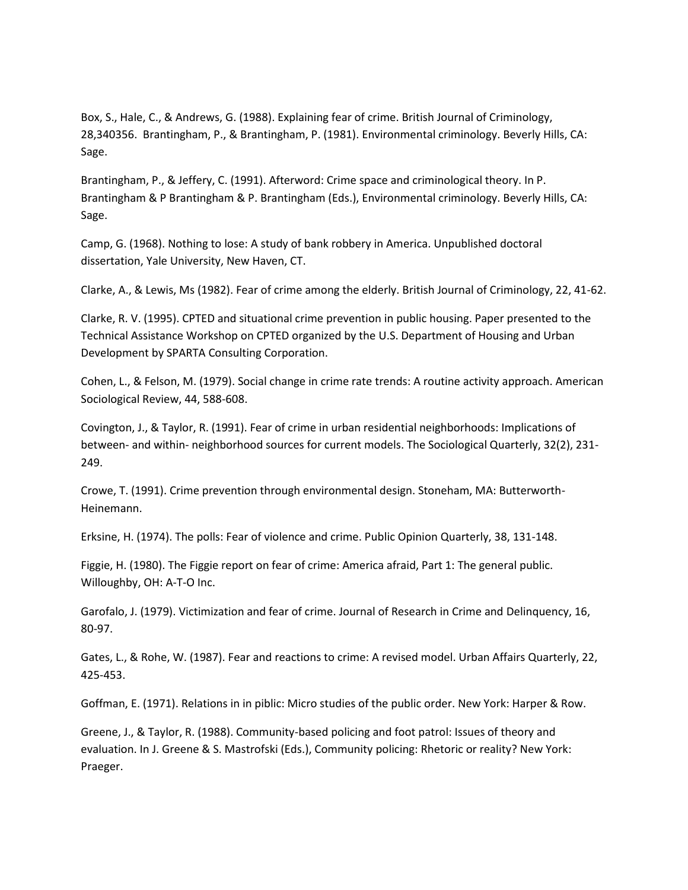Box, S., Hale, C., & Andrews, G. (1988). Explaining fear of crime. British Journal of Criminology, 28,340356. Brantingham, P., & Brantingham, P. (1981). Environmental criminology. Beverly Hills, CA: Sage.

Brantingham, P., & Jeffery, C. (1991). Afterword: Crime space and criminological theory. In P. Brantingham & P Brantingham & P. Brantingham (Eds.), Environmental criminology. Beverly Hills, CA: Sage.

Camp, G. (1968). Nothing to lose: A study of bank robbery in America. Unpublished doctoral dissertation, Yale University, New Haven, CT.

Clarke, A., & Lewis, Ms (1982). Fear of crime among the elderly. British Journal of Criminology, 22, 41-62.

Clarke, R. V. (1995). CPTED and situational crime prevention in public housing. Paper presented to the Technical Assistance Workshop on CPTED organized by the U.S. Department of Housing and Urban Development by SPARTA Consulting Corporation.

Cohen, L., & Felson, M. (1979). Social change in crime rate trends: A routine activity approach. American Sociological Review, 44, 588-608.

Covington, J., & Taylor, R. (1991). Fear of crime in urban residential neighborhoods: Implications of between- and within- neighborhood sources for current models. The Sociological Quarterly, 32(2), 231-249.

Crowe, T. (1991). Crime prevention through environmental design. Stoneham, MA: Butterworth-Heinemann.

Erksine, H. (1974). The polls: Fear of violence and crime. Public Opinion Quarterly, 38, 131-148.

Figgie, H. (1980). The Figgie report on fear of crime: America afraid, Part 1: The general public. Willoughby, OH: A-T-O Inc.

Garofalo, J. (1979). Victimization and fear of crime. Journal of Research in Crime and Delinquency, 16, 80-97.

Gates, L., & Rohe, W. (1987). Fear and reactions to crime: A revised model. Urban Affairs Quarterly, 22, 425-453.

Goffman, E. (1971). Relations in in piblic: Micro studies of the public order. New York: Harper & Row.

Greene, J., & Taylor, R. (1988). Community-based policing and foot patrol: Issues of theory and evaluation. In J. Greene & S. Mastrofski (Eds.), Community policing: Rhetoric or reality? New York: Praeger.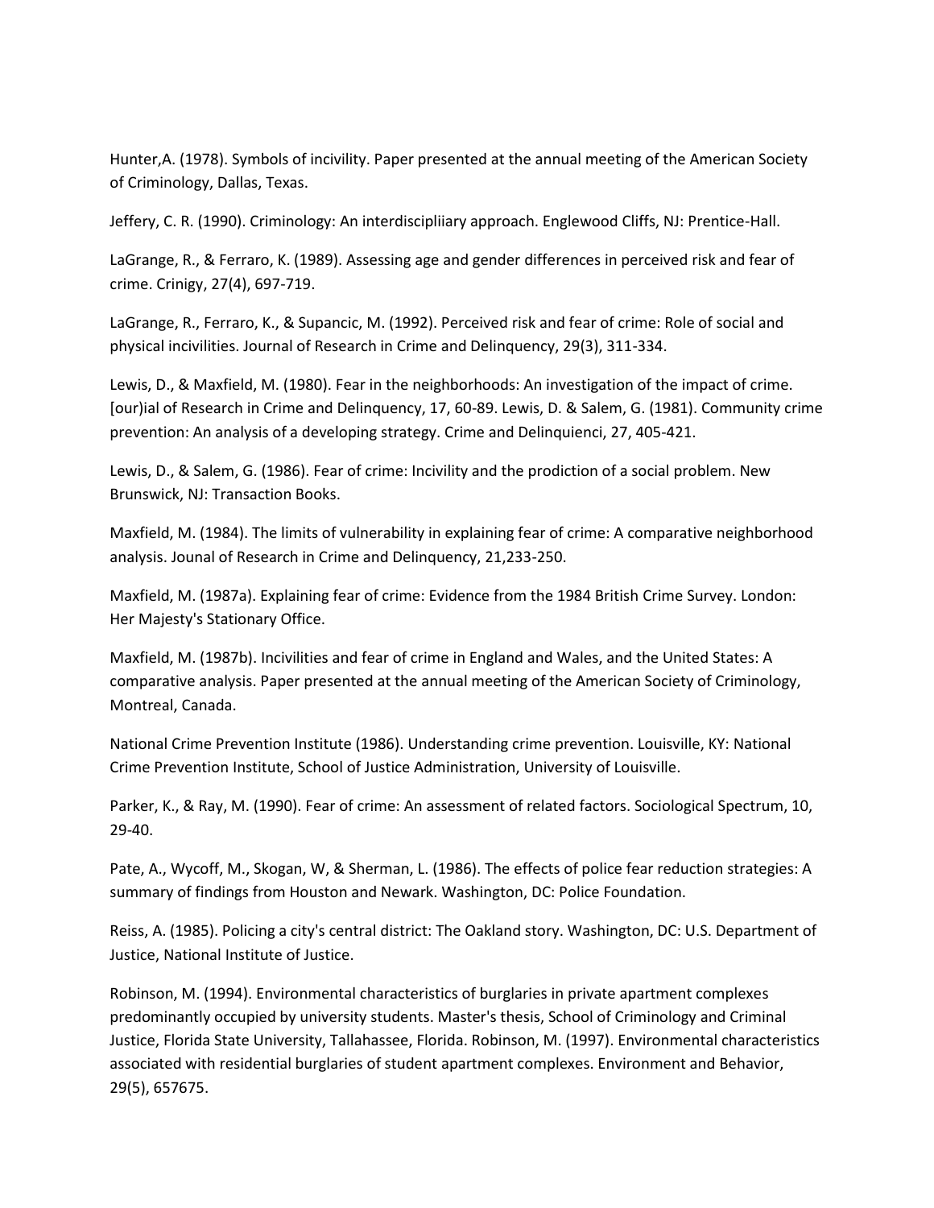Hunter,A. (1978). Symbols of incivility. Paper presented at the annual meeting of the American Society of Criminology, Dallas, Texas.

Jeffery, C. R. (1990). Criminology: An interdiscipliiary approach. Englewood Cliffs, NJ: Prentice-Hall.

LaGrange, R., & Ferraro, K. (1989). Assessing age and gender differences in perceived risk and fear of crime. Crinigy, 27(4), 697-719.

LaGrange, R., Ferraro, K., & Supancic, M. (1992). Perceived risk and fear of crime: Role of social and physical incivilities. Journal of Research in Crime and Delinquency, 29(3), 311-334.

Lewis, D., & Maxfield, M. (1980). Fear in the neighborhoods: An investigation of the impact of crime. [our)ial of Research in Crime and Delinquency, 17, 60-89. Lewis, D. & Salem, G. (1981). Community crime prevention: An analysis of a developing strategy. Crime and Delinquienci, 27, 405-421.

Lewis, D., & Salem, G. (1986). Fear of crime: Incivility and the prodiction of a social problem. New Brunswick, NJ: Transaction Books.

Maxfield, M. (1984). The limits of vulnerability in explaining fear of crime: A comparative neighborhood analysis. Jounal of Research in Crime and Delinquency, 21,233-250.

Maxfield, M. (1987a). Explaining fear of crime: Evidence from the 1984 British Crime Survey. London: Her Majesty's Stationary Office.

Maxfield, M. (1987b). Incivilities and fear of crime in England and Wales, and the United States: A comparative analysis. Paper presented at the annual meeting of the American Society of Criminology, Montreal, Canada.

National Crime Prevention Institute (1986). Understanding crime prevention. Louisville, KY: National Crime Prevention Institute, School of Justice Administration, University of Louisville.

Parker, K., & Ray, M. (1990). Fear of crime: An assessment of related factors. Sociological Spectrum, 10, 29-40.

Pate, A., Wycoff, M., Skogan, W, & Sherman, L. (1986). The effects of police fear reduction strategies: A summary of findings from Houston and Newark. Washington, DC: Police Foundation.

Reiss, A. (1985). Policing a city's central district: The Oakland story. Washington, DC: U.S. Department of Justice, National Institute of Justice.

Robinson, M. (1994). Environmental characteristics of burglaries in private apartment complexes predominantly occupied by university students. Master's thesis, School of Criminology and Criminal Justice, Florida State University, Tallahassee, Florida. Robinson, M. (1997). Environmental characteristics associated with residential burglaries of student apartment complexes. Environment and Behavior, 29(5), 657675.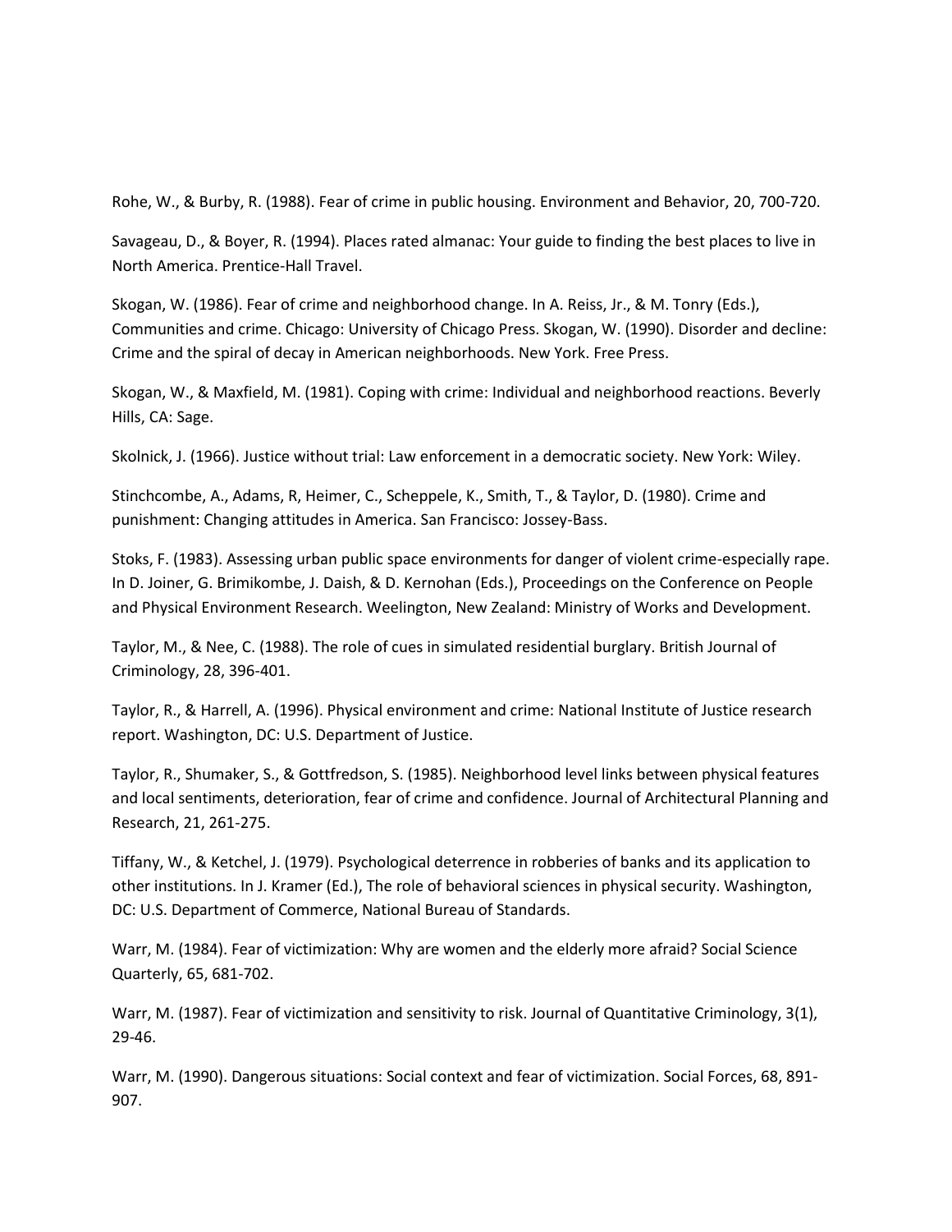Rohe, W., & Burby, R. (1988). Fear of crime in public housing. Environment and Behavior, 20, 700-720.

Savageau, D., & Boyer, R. (1994). Places rated almanac: Your guide to finding the best places to live in North America. Prentice-Hall Travel.

Skogan, W. (1986). Fear of crime and neighborhood change. In A. Reiss, Jr., & M. Tonry (Eds.), Communities and crime. Chicago: University of Chicago Press. Skogan, W. (1990). Disorder and decline: Crime and the spiral of decay in American neighborhoods. New York. Free Press.

Skogan, W., & Maxfield, M. (1981). Coping with crime: Individual and neighborhood reactions. Beverly Hills, CA: Sage.

Skolnick, J. (1966). Justice without trial: Law enforcement in a democratic society. New York: Wiley.

Stinchcombe, A., Adams, R, Heimer, C., Scheppele, K., Smith, T., & Taylor, D. (1980). Crime and punishment: Changing attitudes in America. San Francisco: Jossey-Bass.

Stoks, F. (1983). Assessing urban public space environments for danger of violent crime-especially rape. In D. Joiner, G. Brimikombe, J. Daish, & D. Kernohan (Eds.), Proceedings on the Conference on People and Physical Environment Research. Weelington, New Zealand: Ministry of Works and Development.

Taylor, M., & Nee, C. (1988). The role of cues in simulated residential burglary. British Journal of Criminology, 28, 396-401.

Taylor, R., & Harrell, A. (1996). Physical environment and crime: National Institute of Justice research report. Washington, DC: U.S. Department of Justice.

Taylor, R., Shumaker, S., & Gottfredson, S. (1985). Neighborhood level links between physical features and local sentiments, deterioration, fear of crime and confidence. Journal of Architectural Planning and Research, 21, 261-275.

Tiffany, W., & Ketchel, J. (1979). Psychological deterrence in robberies of banks and its application to other institutions. In J. Kramer (Ed.), The role of behavioral sciences in physical security. Washington, DC: U.S. Department of Commerce, National Bureau of Standards.

Warr, M. (1984). Fear of victimization: Why are women and the elderly more afraid? Social Science Quarterly, 65, 681-702.

Warr, M. (1987). Fear of victimization and sensitivity to risk. Journal of Quantitative Criminology, 3(1), 29-46.

Warr, M. (1990). Dangerous situations: Social context and fear of victimization. Social Forces, 68, 891-907.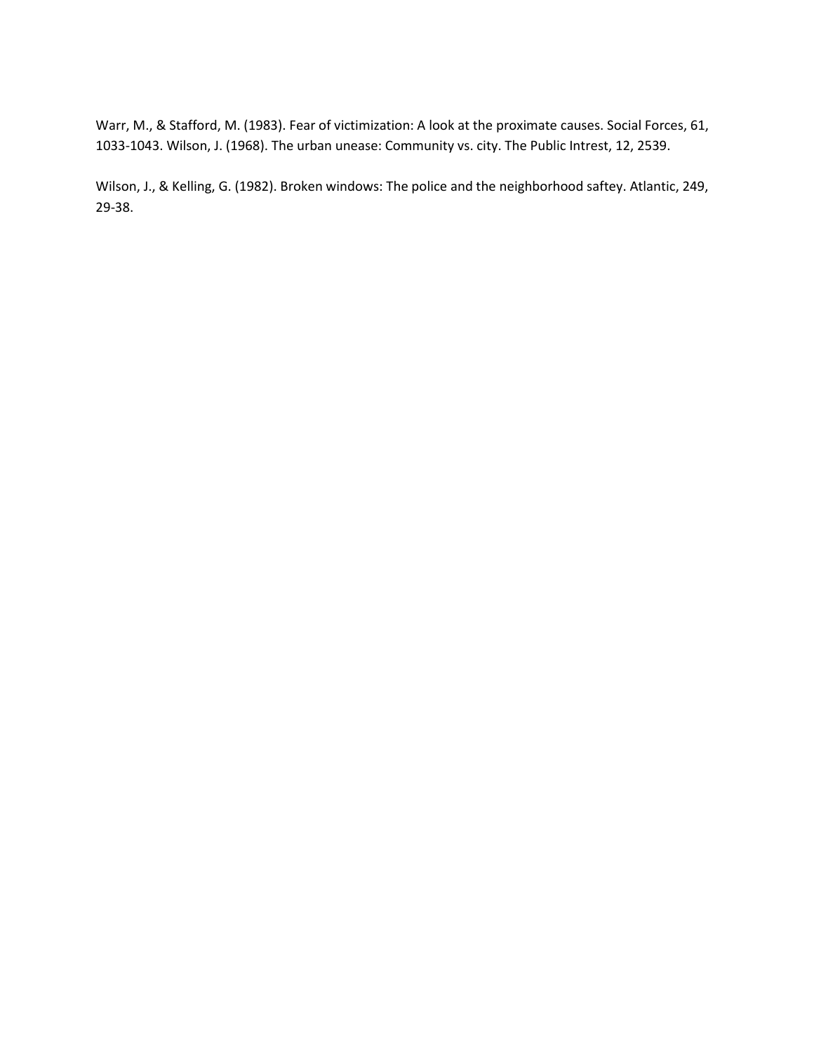Warr, M., & Stafford, M. (1983). Fear of victimization: A look at the proximate causes. Social Forces, 61, 1033-1043. Wilson, J. (1968). The urban unease: Community vs. city. The Public Intrest, 12, 2539.

Wilson, J., & Kelling, G. (1982). Broken windows: The police and the neighborhood saftey. Atlantic, 249, 29-38.